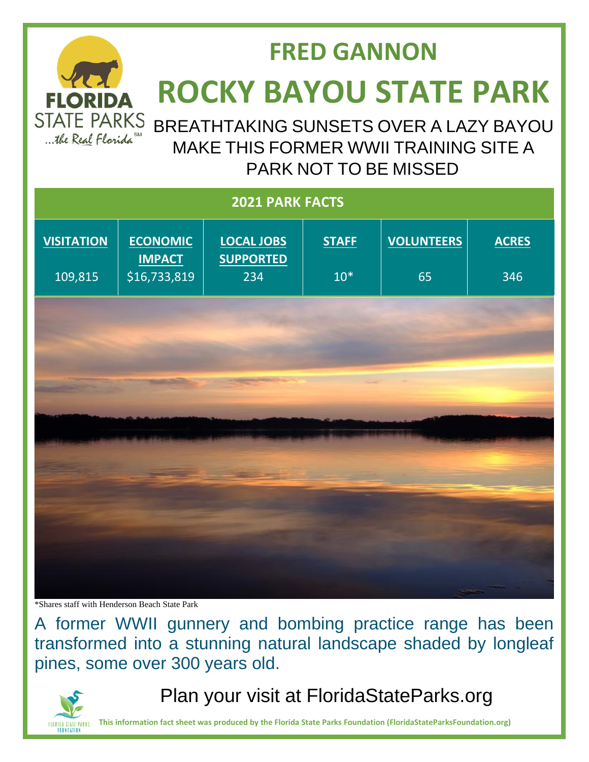FLORIDA STATE PARKS ...the Real Florida℠

# FRED GANNON
# ROCKY BAYOU STATE PARK

BREATHTAKING SUNSETS OVER A LAZY BAYOU MAKE THIS FORMER WWII TRAINING SITE A PARK NOT TO BE MISSED

| 2021 PARK FACTS | | | | | |
|---|---|---|---|---|---|
| **VISITATION** | **ECONOMIC IMPACT** | **LOCAL JOBS SUPPORTED** | **STAFF** | **VOLUNTEERS** | **ACRES** |
| 109,815 | $16,733,819 | 234 | 10* | 65 | 346 |

*Shares staff with Henderson Beach State Park

A former WWII gunnery and bombing practice range has been transformed into a stunning natural landscape shaded by longleaf pines, some over 300 years old.

Plan your visit at FloridaStateParks.org

FLORIDA STATE PARKS FOUNDATION

**This information fact sheet was produced by the Florida State Parks Foundation (FloridaStateParksFoundation.org)**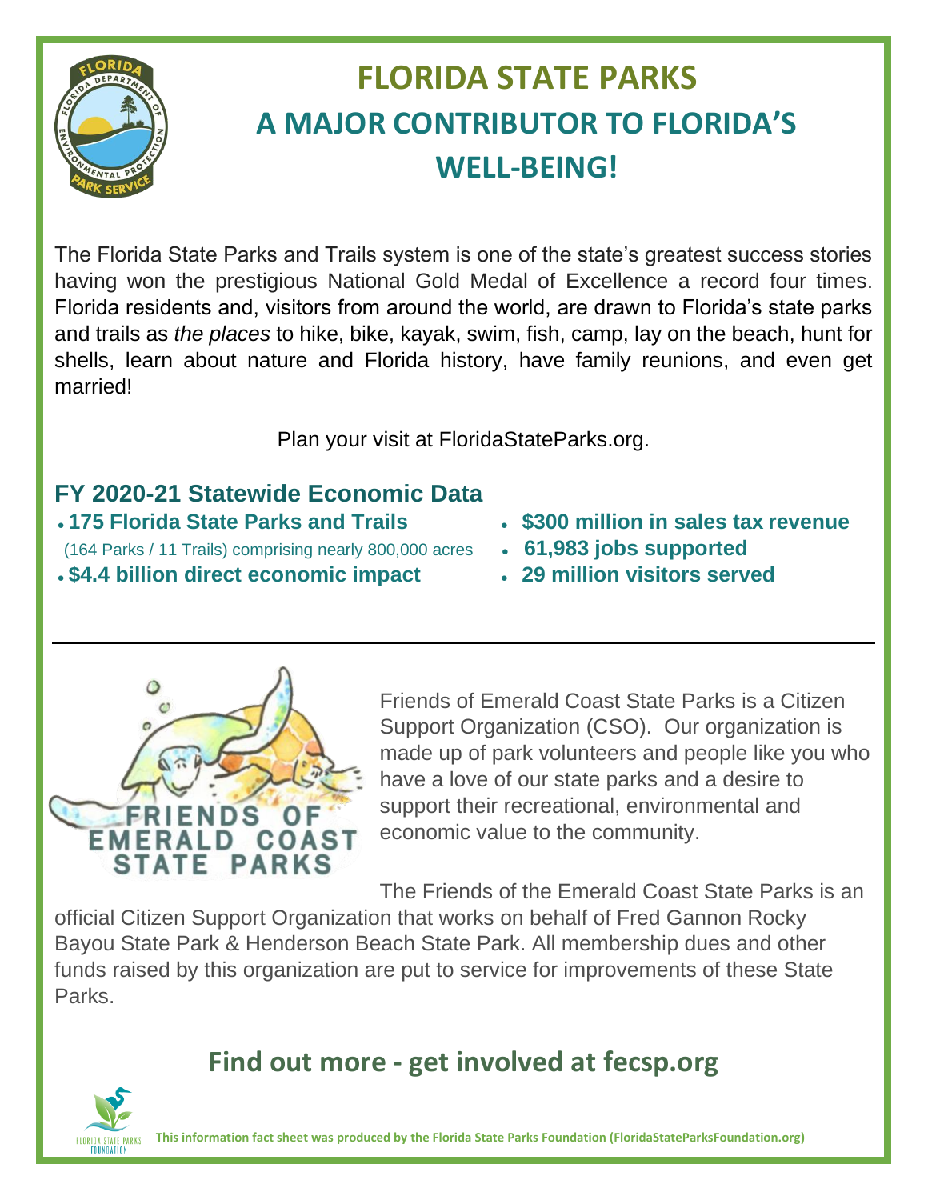# FLORIDA STATE PARKS
## A MAJOR CONTRIBUTOR TO FLORIDA'S WELL-BEING!

The Florida State Parks and Trails system is one of the state's greatest success stories having won the prestigious National Gold Medal of Excellence a record four times. Florida residents and, visitors from around the world, are drawn to Florida's state parks and trails as *the places* to hike, bike, kayak, swim, fish, camp, lay on the beach, hunt for shells, learn about nature and Florida history, have family reunions, and even get married!

Plan your visit at FloridaStateParks.org.

### FY 2020-21 Statewide Economic Data

- **175 Florida State Parks and Trails**
  (164 Parks / 11 Trails) comprising nearly 800,000 acres
- **$4.4 billion direct economic impact**
- **$300 million in sales tax revenue**
- **61,983 jobs supported**
- **29 million visitors served**

---

FRIENDS OF EMERALD COAST STATE PARKS

Friends of Emerald Coast State Parks is a Citizen Support Organization (CSO). Our organization is made up of park volunteers and people like you who have a love of our state parks and a desire to support their recreational, environmental and economic value to the community.

The Friends of the Emerald Coast State Parks is an official Citizen Support Organization that works on behalf of Fred Gannon Rocky Bayou State Park & Henderson Beach State Park. All membership dues and other funds raised by this organization are put to service for improvements of these State Parks.

## Find out more - get involved at fecsp.org

**This information fact sheet was produced by the Florida State Parks Foundation (FloridaStateParksFoundation.org)**